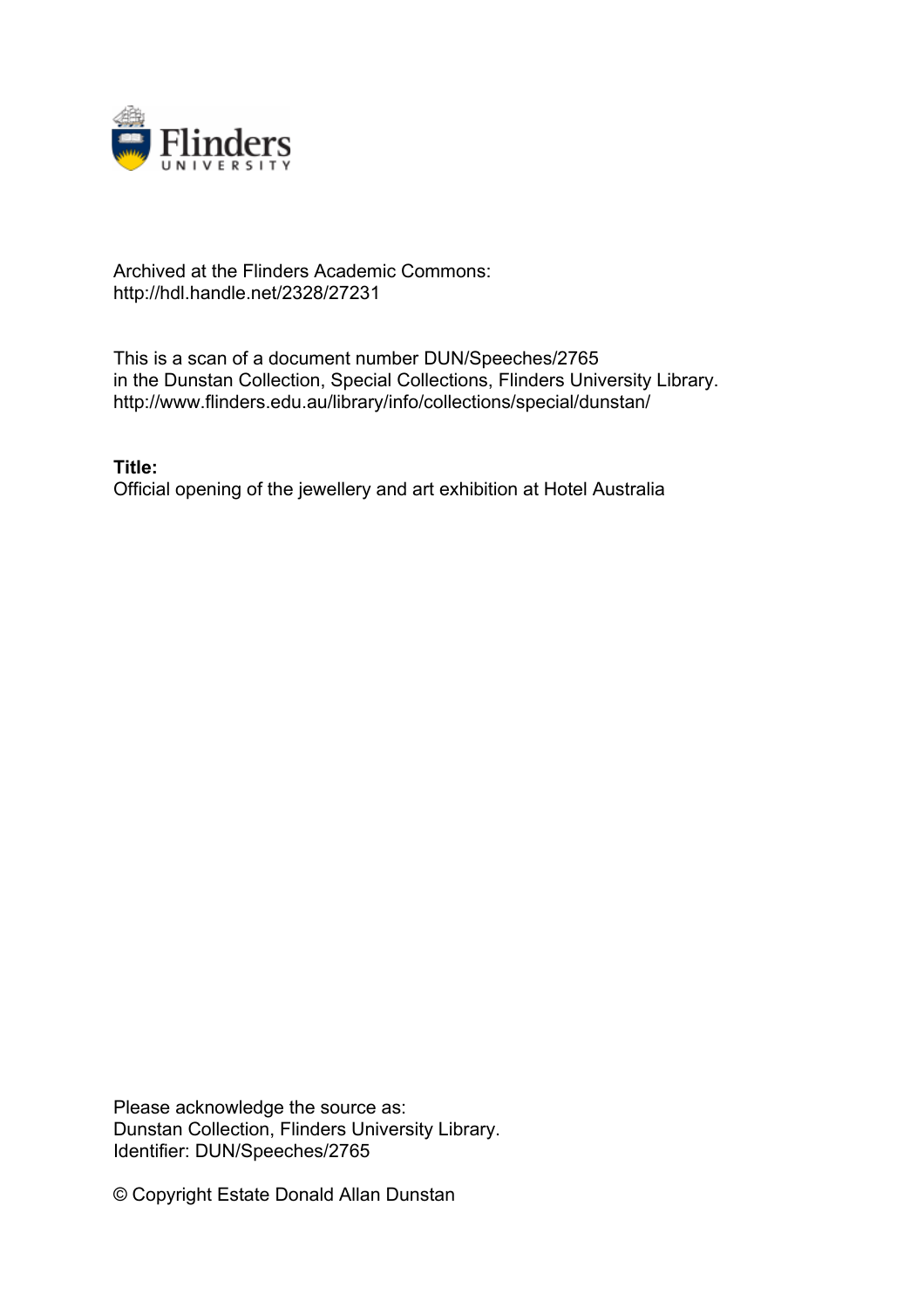Archived at the Flinders Academic Commons:
http://hdl.handle.net/2328/27231

This is a scan of a document number DUN/Speeches/2765
in the Dunstan Collection, Special Collections, Flinders University Library.
http://www.flinders.edu.au/library/info/collections/special/dunstan/

**Title:**
Official opening of the jewellery and art exhibition at Hotel Australia

Please acknowledge the source as:
Dunstan Collection, Flinders University Library.
Identifier: DUN/Speeches/2765

© Copyright Estate Donald Allan Dunstan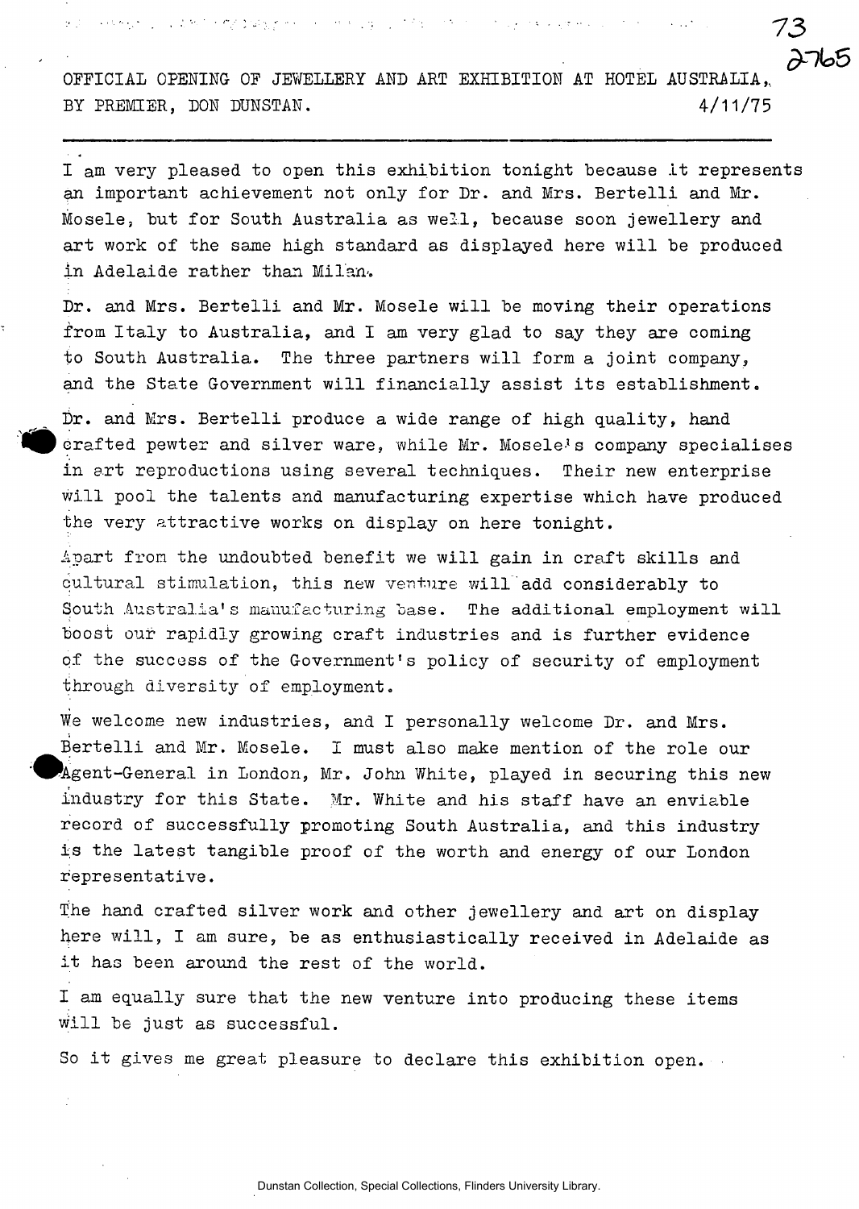OFFICIAL OPENING OF JEWELLERY AND ART EXHIBITION AT HOTEL AUSTRALIA, BY PREMIER, DON DUNSTAN. 4/11/75

---

I am very pleased to open this exhibition tonight because it represents an important achievement not only for Dr. and Mrs. Bertelli and Mr. Mosele, but for South Australia as well, because soon jewellery and art work of the same high standard as displayed here will be produced in Adelaide rather than Milan.

Dr. and Mrs. Bertelli and Mr. Mosele will be moving their operations from Italy to Australia, and I am very glad to say they are coming to South Australia. The three partners will form a joint company, and the State Government will financially assist its establishment.

Dr. and Mrs. Bertelli produce a wide range of high quality, hand crafted pewter and silver ware, while Mr. Mosele's company specialises in art reproductions using several techniques. Their new enterprise will pool the talents and manufacturing expertise which have produced the very attractive works on display on here tonight.

Apart from the undoubted benefit we will gain in craft skills and cultural stimulation, this new venture will add considerably to South Australia's manufacturing base. The additional employment will boost our rapidly growing craft industries and is further evidence of the success of the Government's policy of security of employment through diversity of employment.

We welcome new industries, and I personally welcome Dr. and Mrs. Bertelli and Mr. Mosele. I must also make mention of the role our Agent-General in London, Mr. John White, played in securing this new industry for this State. Mr. White and his staff have an enviable record of successfully promoting South Australia, and this industry is the latest tangible proof of the worth and energy of our London representative.

The hand crafted silver work and other jewellery and art on display here will, I am sure, be as enthusiastically received in Adelaide as it has been around the rest of the world.

I am equally sure that the new venture into producing these items will be just as successful.

So it gives me great pleasure to declare this exhibition open.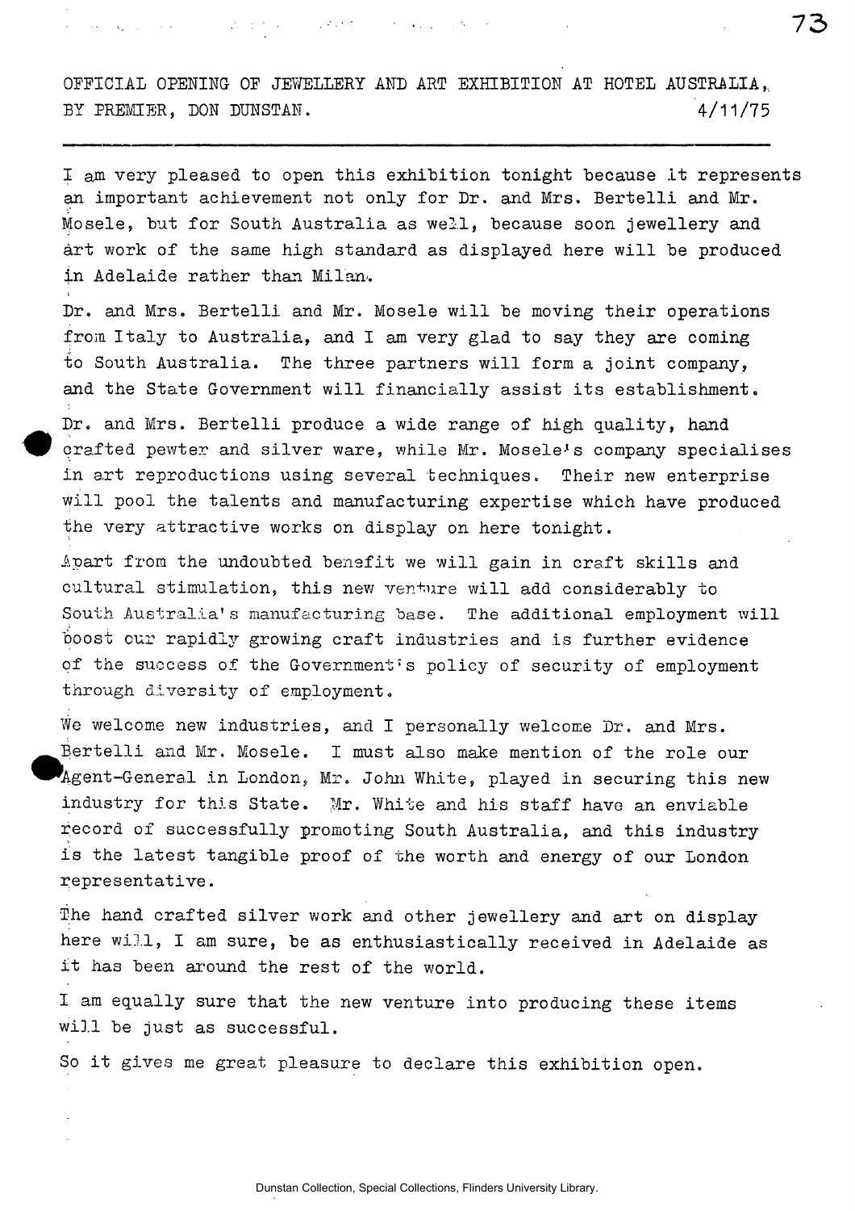OFFICIAL OPENING OF JEWELLERY AND ART EXHIBITION AT HOTEL AUSTRALIA, BY PREMIER, DON DUNSTAN. 4/11/75

---

I am very pleased to open this exhibition tonight because it represents an important achievement not only for Dr. and Mrs. Bertelli and Mr. Mosele, but for South Australia as well, because soon jewellery and art work of the same high standard as displayed here will be produced in Adelaide rather than Milan.

Dr. and Mrs. Bertelli and Mr. Mosele will be moving their operations from Italy to Australia, and I am very glad to say they are coming to South Australia. The three partners will form a joint company, and the State Government will financially assist its establishment.

Dr. and Mrs. Bertelli produce a wide range of high quality, hand crafted pewter and silver ware, while Mr. Mosele's company specialises in art reproductions using several techniques. Their new enterprise will pool the talents and manufacturing expertise which have produced the very attractive works on display on here tonight.

Apart from the undoubted benefit we will gain in craft skills and cultural stimulation, this new venture will add considerably to South Australia's manufacturing base. The additional employment will boost our rapidly growing craft industries and is further evidence of the success of the Government's policy of security of employment through diversity of employment.

We welcome new industries, and I personally welcome Dr. and Mrs. Bertelli and Mr. Mosele. I must also make mention of the role our Agent-General in London, Mr. John White, played in securing this new industry for this State. Mr. White and his staff have an enviable record of successfully promoting South Australia, and this industry is the latest tangible proof of the worth and energy of our London representative.

The hand crafted silver work and other jewellery and art on display here will, I am sure, be as enthusiastically received in Adelaide as it has been around the rest of the world.

I am equally sure that the new venture into producing these items will be just as successful.

So it gives me great pleasure to declare this exhibition open.